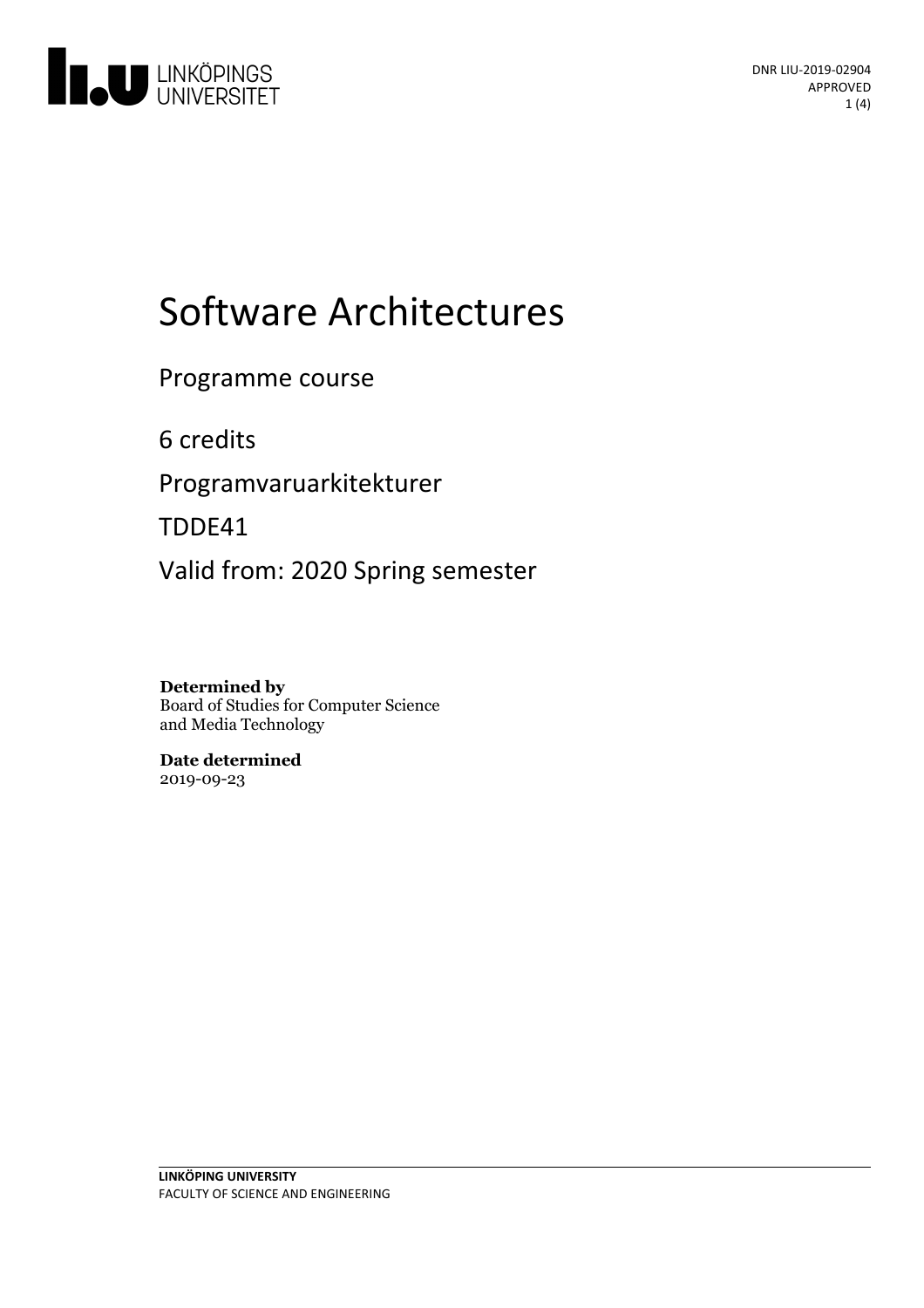DNR LIU-2019-02904
APPROVED

# Software Architectures

Programme course

6 credits

Programvaruarkitekturer

TDDE41

Valid from: 2020 Spring semester

**Determined by**
Board of Studies for Computer Science and Media Technology

**Date determined**
2019-09-23

**LINKÖPING UNIVERSITY**
FACULTY OF SCIENCE AND ENGINEERING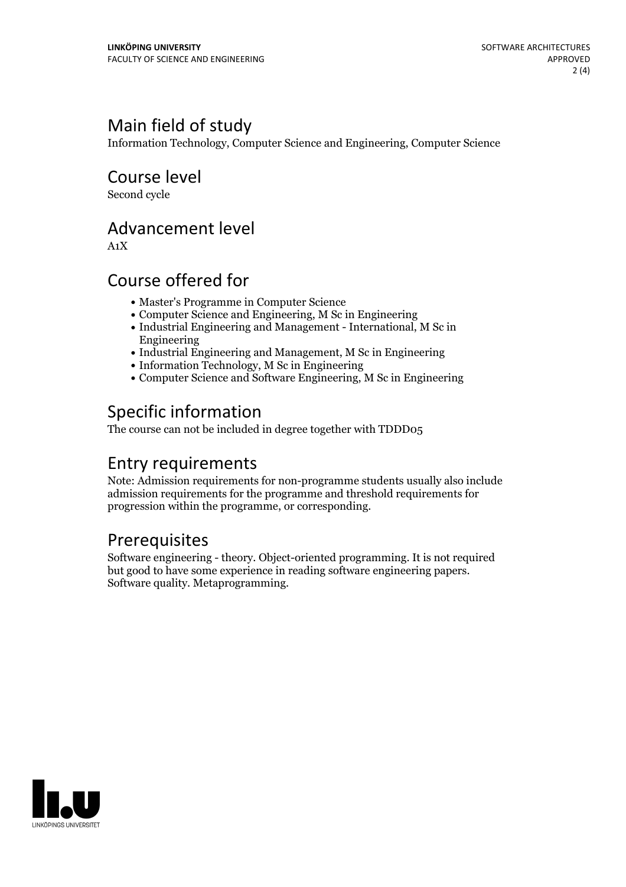## Main field of study

Information Technology, Computer Science and Engineering, Computer Science

## Course level

Second cycle

## Advancement level

A1X

## Course offered for

- Master's Programme in Computer Science
- Computer Science and Engineering, M Sc in Engineering
- Industrial Engineering and Management - International, M Sc in Engineering
- Industrial Engineering and Management, M Sc in Engineering
- Information Technology, M Sc in Engineering
- Computer Science and Software Engineering, M Sc in Engineering

## Specific information

The course can not be included in degree together with TDDD05

## Entry requirements

Note: Admission requirements for non-programme students usually also include admission requirements for the programme and threshold requirements for progression within the programme, or corresponding.

## Prerequisites

Software engineering - theory. Object-oriented programming. It is not required but good to have some experience in reading software engineering papers. Software quality. Metaprogramming.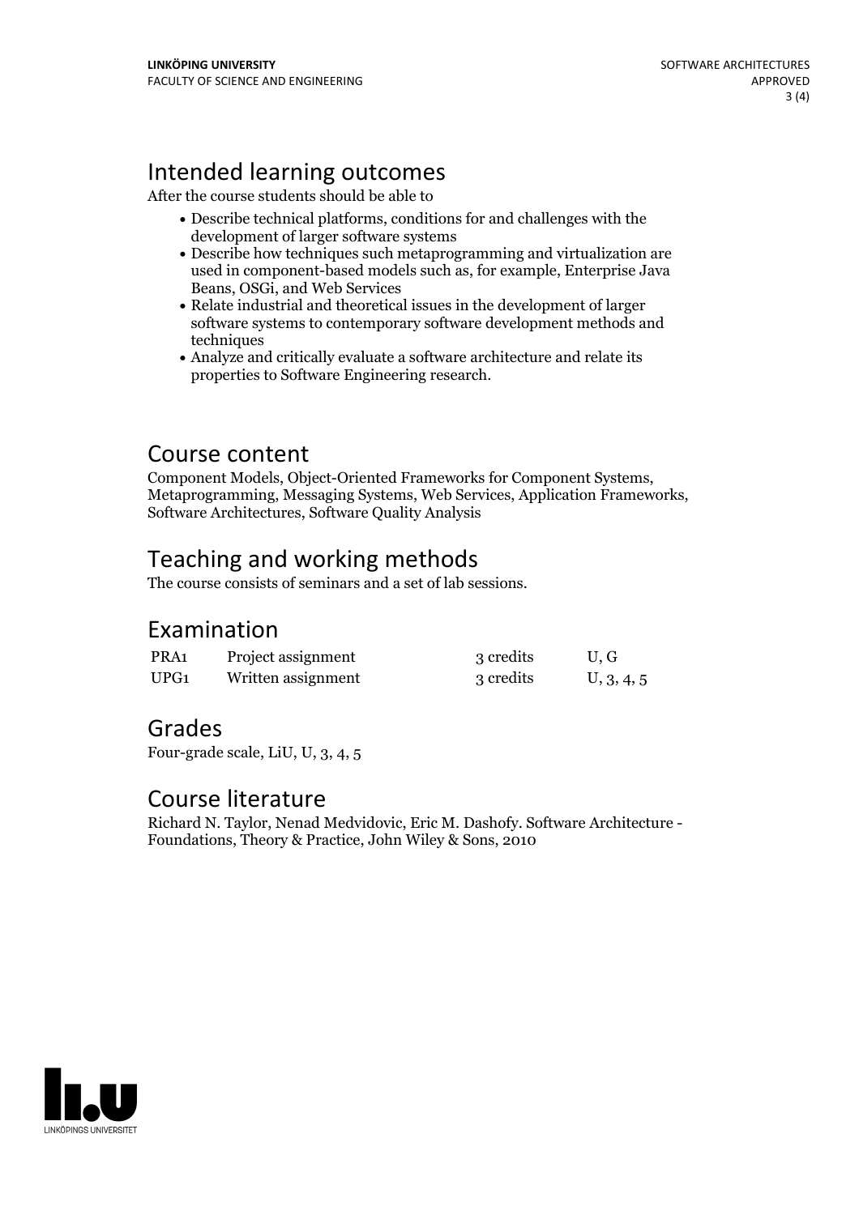## Intended learning outcomes

After the course students should be able to

- Describe technical platforms, conditions for and challenges with the development of larger software systems
- Describe how techniques such metaprogramming and virtualization are used in component-based models such as, for example, Enterprise Java Beans, OSGi, and Web Services
- Relate industrial and theoretical issues in the development of larger software systems to contemporary software development methods and techniques
- Analyze and critically evaluate a software architecture and relate its properties to Software Engineering research.

## Course content

Component Models, Object-Oriented Frameworks for Component Systems, Metaprogramming, Messaging Systems, Web Services, Application Frameworks, Software Architectures, Software Quality Analysis

## Teaching and working methods

The course consists of seminars and a set of lab sessions.

## Examination

| | | | |
|---|---|---|---|
| PRA1 | Project assignment | 3 credits | U, G |
| UPG1 | Written assignment | 3 credits | U, 3, 4, 5 |

## Grades

Four-grade scale, LiU, U, 3, 4, 5

## Course literature

Richard N. Taylor, Nenad Medvidovic, Eric M. Dashofy. Software Architecture - Foundations, Theory & Practice, John Wiley & Sons, 2010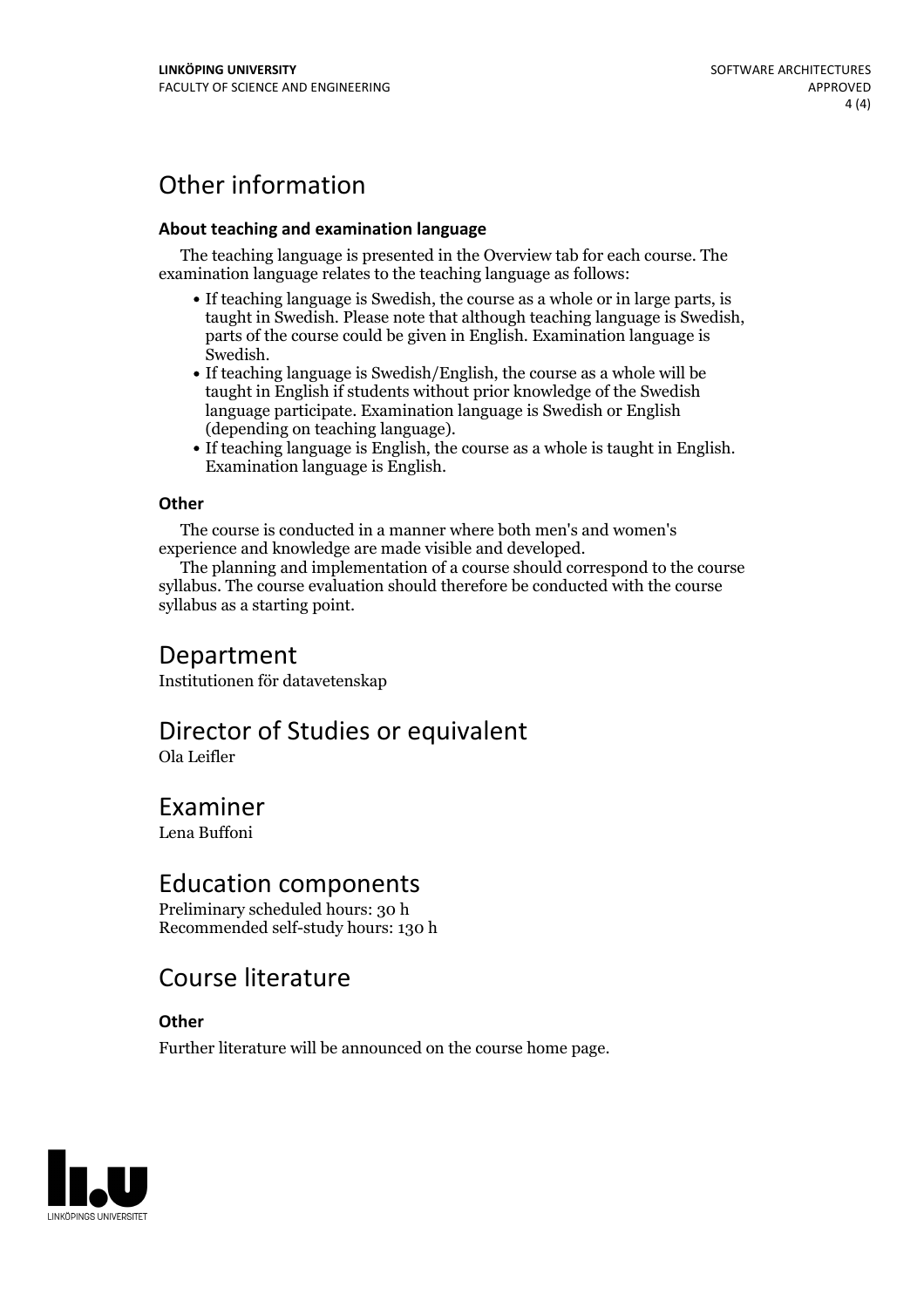# Other information

### About teaching and examination language

The teaching language is presented in the Overview tab for each course. The examination language relates to the teaching language as follows:

- If teaching language is Swedish, the course as a whole or in large parts, is taught in Swedish. Please note that although teaching language is Swedish, parts of the course could be given in English. Examination language is Swedish.
- If teaching language is Swedish/English, the course as a whole will be taught in English if students without prior knowledge of the Swedish language participate. Examination language is Swedish or English (depending on teaching language).
- If teaching language is English, the course as a whole is taught in English. Examination language is English.

### Other

The course is conducted in a manner where both men's and women's experience and knowledge are made visible and developed.

The planning and implementation of a course should correspond to the course syllabus. The course evaluation should therefore be conducted with the course syllabus as a starting point.

# Department

Institutionen för datavetenskap

# Director of Studies or equivalent

Ola Leifler

# Examiner

Lena Buffoni

# Education components

Preliminary scheduled hours: 30 h
Recommended self-study hours: 130 h

# Course literature

### Other

Further literature will be announced on the course home page.